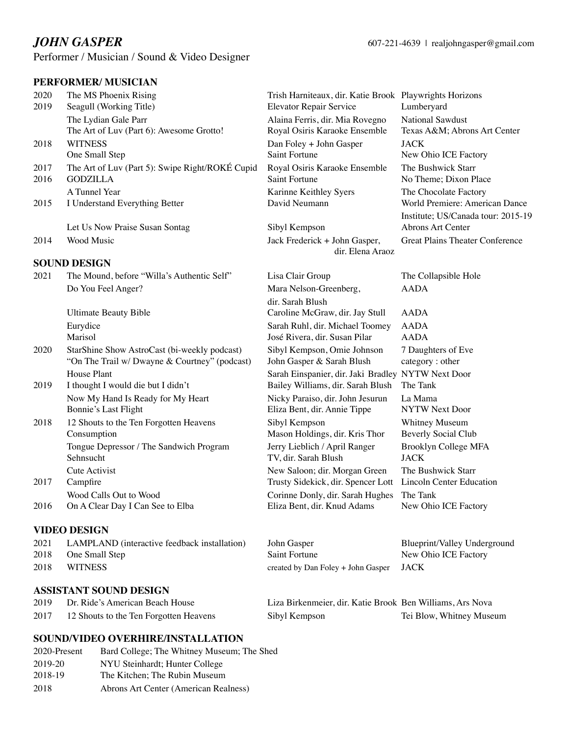# *JOHN GASPER*

607-221-4639 | realjohngasper@gmail.com

Performer / Musician / Sound & Video Designer

## PERFORMER/ MUSICIAN

| Year | Title | Creator | Venue |
|---|---|---|---|
| 2020 | The MS Phoenix Rising | Trish Harniteaux, dir. Katie Brook | Playwrights Horizons |
| 2019 | Seagull (Working Title) | Elevator Repair Service | Lumberyard |
| | The Lydian Gale Parr | Alaina Ferris, dir. Mia Rovegno | National Sawdust |
| | The Art of Luv (Part 6): Awesome Grotto! | Royal Osiris Karaoke Ensemble | Texas A&M; Abrons Art Center |
| 2018 | WITNESS | Dan Foley + John Gasper | JACK |
| | One Small Step | Saint Fortune | New Ohio ICE Factory |
| 2017 | The Art of Luv (Part 5): Swipe Right/ROKÉ Cupid | Royal Osiris Karaoke Ensemble | The Bushwick Starr |
| 2016 | GODZILLA | Saint Fortune | No Theme; Dixon Place |
| | A Tunnel Year | Karinne Keithley Syers | The Chocolate Factory |
| 2015 | I Understand Everything Better | David Neumann | World Premiere: American Dance Institute; US/Canada tour: 2015-19 |
| | Let Us Now Praise Susan Sontag | Sibyl Kempson | Abrons Art Center |
| 2014 | Wood Music | Jack Frederick + John Gasper, dir. Elena Araoz | Great Plains Theater Conference |

## SOUND DESIGN

| Year | Title | Creator | Venue |
|---|---|---|---|
| 2021 | The Mound, before "Willa's Authentic Self" | Lisa Clair Group | The Collapsible Hole |
| | Do You Feel Anger? | Mara Nelson-Greenberg, dir. Sarah Blush | AADA |
| | Ultimate Beauty Bible | Caroline McGraw, dir. Jay Stull | AADA |
| | Eurydice | Sarah Ruhl, dir. Michael Toomey | AADA |
| | Marisol | José Rivera, dir. Susan Pilar | AADA |
| 2020 | StarShine Show AstroCast (bi-weekly podcast) | Sibyl Kempson, Omie Johnson | 7 Daughters of Eve |
| | "On The Trail w/ Dwayne & Courtney" (podcast) | John Gasper & Sarah Blush | category : other |
| | House Plant | Sarah Einspanier, dir. Jaki Bradley | NYTW Next Door |
| 2019 | I thought I would die but I didn't | Bailey Williams, dir. Sarah Blush | The Tank |
| | Now My Hand Is Ready for My Heart | Nicky Paraiso, dir. John Jesurun | La Mama |
| | Bonnie's Last Flight | Eliza Bent, dir. Annie Tippe | NYTW Next Door |
| 2018 | 12 Shouts to the Ten Forgotten Heavens | Sibyl Kempson | Whitney Museum |
| | Consumption | Mason Holdings, dir. Kris Thor | Beverly Social Club |
| | Tongue Depressor / The Sandwich Program | Jerry Lieblich / April Ranger | Brooklyn College MFA |
| | Sehnsucht | TV, dir. Sarah Blush | JACK |
| | Cute Activist | New Saloon; dir. Morgan Green | The Bushwick Starr |
| 2017 | Campfire | Trusty Sidekick, dir. Spencer Lott | Lincoln Center Education |
| | Wood Calls Out to Wood | Corinne Donly, dir. Sarah Hughes | The Tank |
| 2016 | On A Clear Day I Can See to Elba | Eliza Bent, dir. Knud Adams | New Ohio ICE Factory |

## VIDEO DESIGN

| Year | Title | Creator | Venue |
|---|---|---|---|
| 2021 | LAMPLAND (interactive feedback installation) | John Gasper | Blueprint/Valley Underground |
| 2018 | One Small Step | Saint Fortune | New Ohio ICE Factory |
| 2018 | WITNESS | created by Dan Foley + John Gasper | JACK |

## ASSISTANT SOUND DESIGN

| Year | Title | Creator | Designer, Venue |
|---|---|---|---|
| 2019 | Dr. Ride's American Beach House | Liza Birkenmeier, dir. Katie Brook | Ben Williams, Ars Nova |
| 2017 | 12 Shouts to the Ten Forgotten Heavens | Sibyl Kempson | Tei Blow, Whitney Museum |

## SOUND/VIDEO OVERHIRE/INSTALLATION

| Years | Venues |
|---|---|
| 2020-Present | Bard College; The Whitney Museum; The Shed |
| 2019-20 | NYU Steinhardt; Hunter College |
| 2018-19 | The Kitchen; The Rubin Museum |
| 2018 | Abrons Art Center (American Realness) |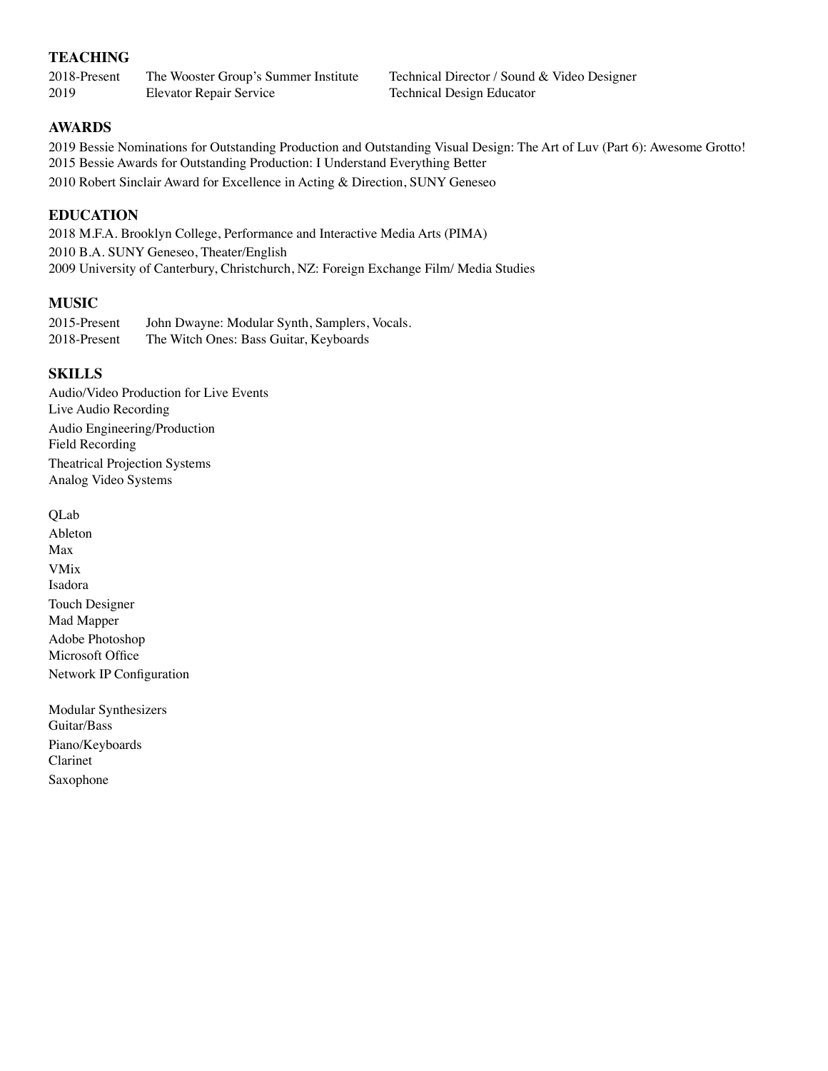## TEACHING

| | | |
|---|---|---|
| 2018-Present | The Wooster Group's Summer Institute | Technical Director / Sound & Video Designer |
| 2019 | Elevator Repair Service | Technical Design Educator |

## AWARDS

2019 Bessie Nominations for Outstanding Production and Outstanding Visual Design: The Art of Luv (Part 6): Awesome Grotto!
2015 Bessie Awards for Outstanding Production: I Understand Everything Better
2010 Robert Sinclair Award for Excellence in Acting & Direction, SUNY Geneseo

## EDUCATION

2018 M.F.A. Brooklyn College, Performance and Interactive Media Arts (PIMA)
2010 B.A. SUNY Geneseo, Theater/English
2009 University of Canterbury, Christchurch, NZ: Foreign Exchange Film/ Media Studies

## MUSIC

| | |
|---|---|
| 2015-Present | John Dwayne: Modular Synth, Samplers, Vocals. |
| 2018-Present | The Witch Ones: Bass Guitar, Keyboards |

## SKILLS

Audio/Video Production for Live Events
Live Audio Recording
Audio Engineering/Production
Field Recording
Theatrical Projection Systems
Analog Video Systems

QLab
Ableton
Max
VMix
Isadora
Touch Designer
Mad Mapper
Adobe Photoshop
Microsoft Office
Network IP Configuration

Modular Synthesizers
Guitar/Bass
Piano/Keyboards
Clarinet
Saxophone